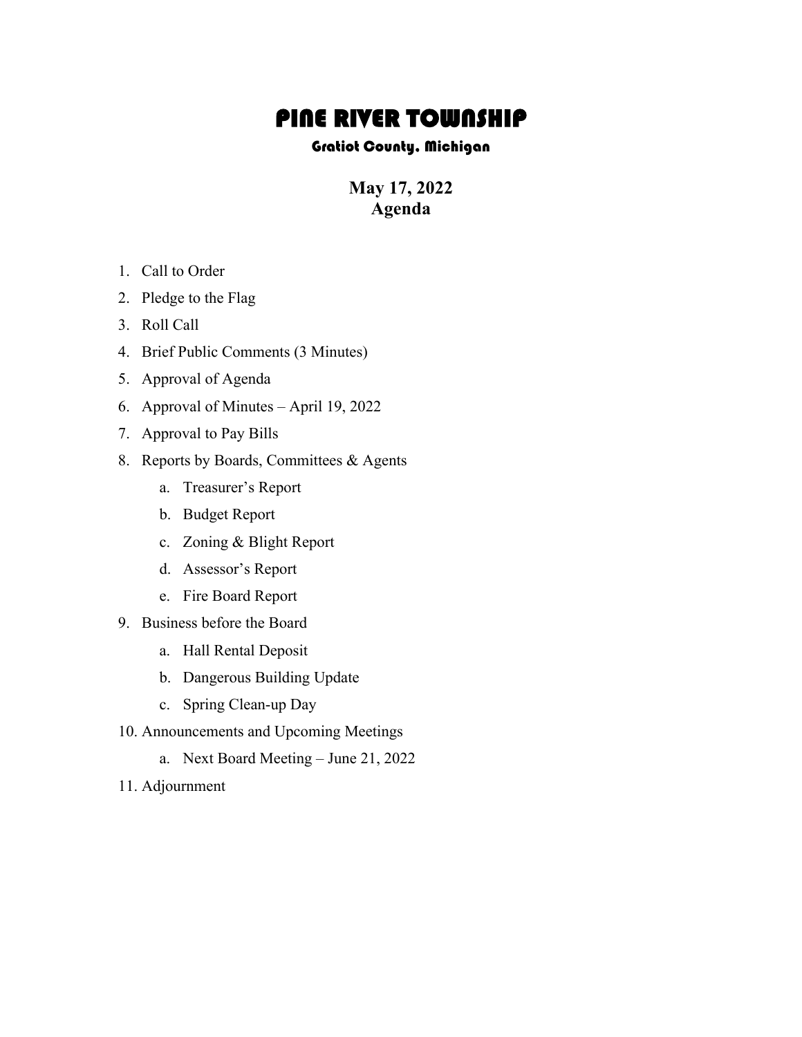# PINE RIVER TOWNSHIP

### Gratiot County, Michigan

## May 17, 2022
## Agenda

1. Call to Order
2. Pledge to the Flag
3. Roll Call
4. Brief Public Comments (3 Minutes)
5. Approval of Agenda
6. Approval of Minutes – April 19, 2022
7. Approval to Pay Bills
8. Reports by Boards, Committees & Agents
    a. Treasurer's Report
    b. Budget Report
    c. Zoning & Blight Report
    d. Assessor's Report
    e. Fire Board Report
9. Business before the Board
    a. Hall Rental Deposit
    b. Dangerous Building Update
    c. Spring Clean-up Day
10. Announcements and Upcoming Meetings
    a. Next Board Meeting – June 21, 2022
11. Adjournment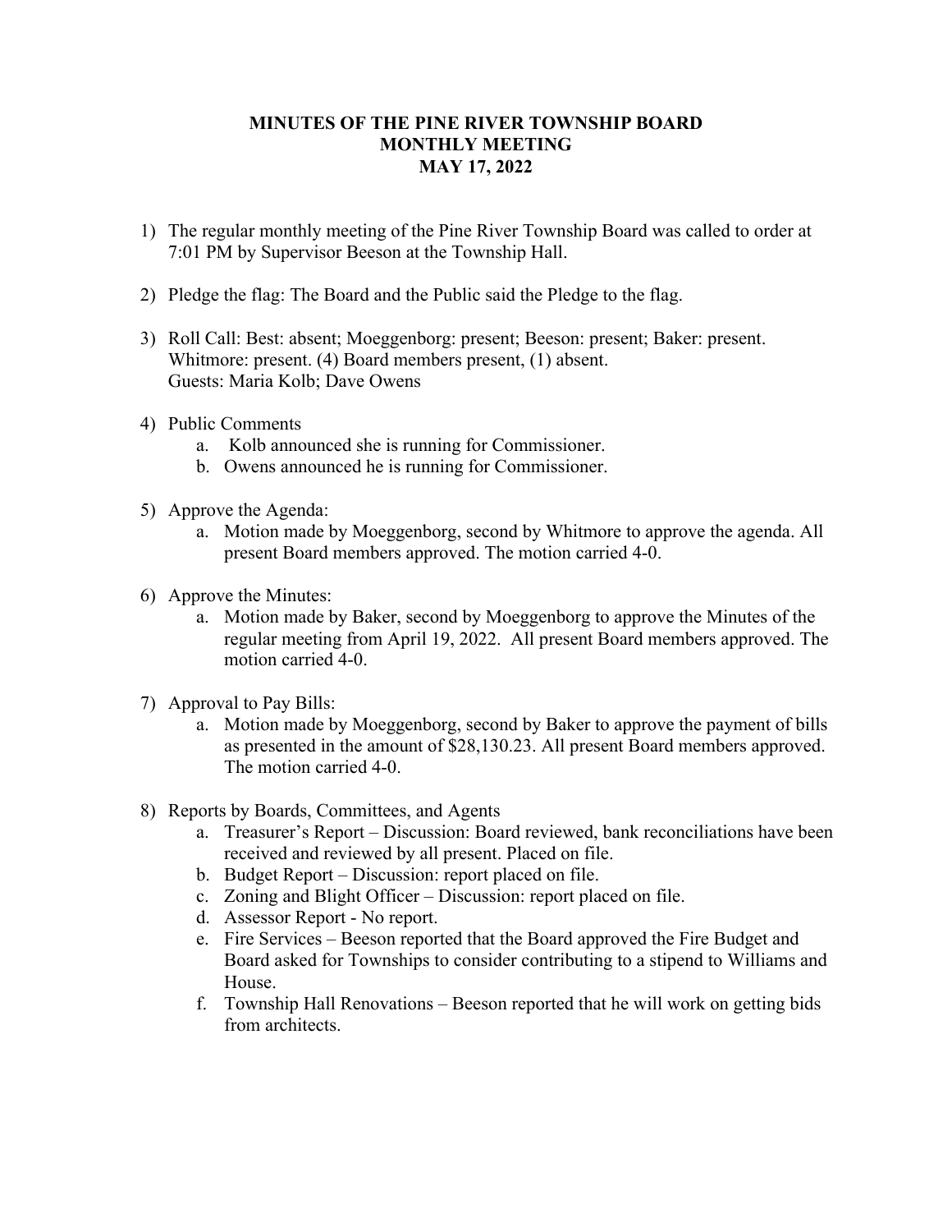# MINUTES OF THE PINE RIVER TOWNSHIP BOARD
# MONTHLY MEETING
# MAY 17, 2022

1) The regular monthly meeting of the Pine River Township Board was called to order at 7:01 PM by Supervisor Beeson at the Township Hall.

2) Pledge the flag: The Board and the Public said the Pledge to the flag.

3) Roll Call: Best: absent; Moeggenborg: present; Beeson: present; Baker: present. Whitmore: present. (4) Board members present, (1) absent.
   Guests: Maria Kolb; Dave Owens

4) Public Comments
   a. Kolb announced she is running for Commissioner.
   b. Owens announced he is running for Commissioner.

5) Approve the Agenda:
   a. Motion made by Moeggenborg, second by Whitmore to approve the agenda. All present Board members approved. The motion carried 4-0.

6) Approve the Minutes:
   a. Motion made by Baker, second by Moeggenborg to approve the Minutes of the regular meeting from April 19, 2022. All present Board members approved. The motion carried 4-0.

7) Approval to Pay Bills:
   a. Motion made by Moeggenborg, second by Baker to approve the payment of bills as presented in the amount of $28,130.23. All present Board members approved. The motion carried 4-0.

8) Reports by Boards, Committees, and Agents
   a. Treasurer's Report – Discussion: Board reviewed, bank reconciliations have been received and reviewed by all present. Placed on file.
   b. Budget Report – Discussion: report placed on file.
   c. Zoning and Blight Officer – Discussion: report placed on file.
   d. Assessor Report - No report.
   e. Fire Services – Beeson reported that the Board approved the Fire Budget and Board asked for Townships to consider contributing to a stipend to Williams and House.
   f. Township Hall Renovations – Beeson reported that he will work on getting bids from architects.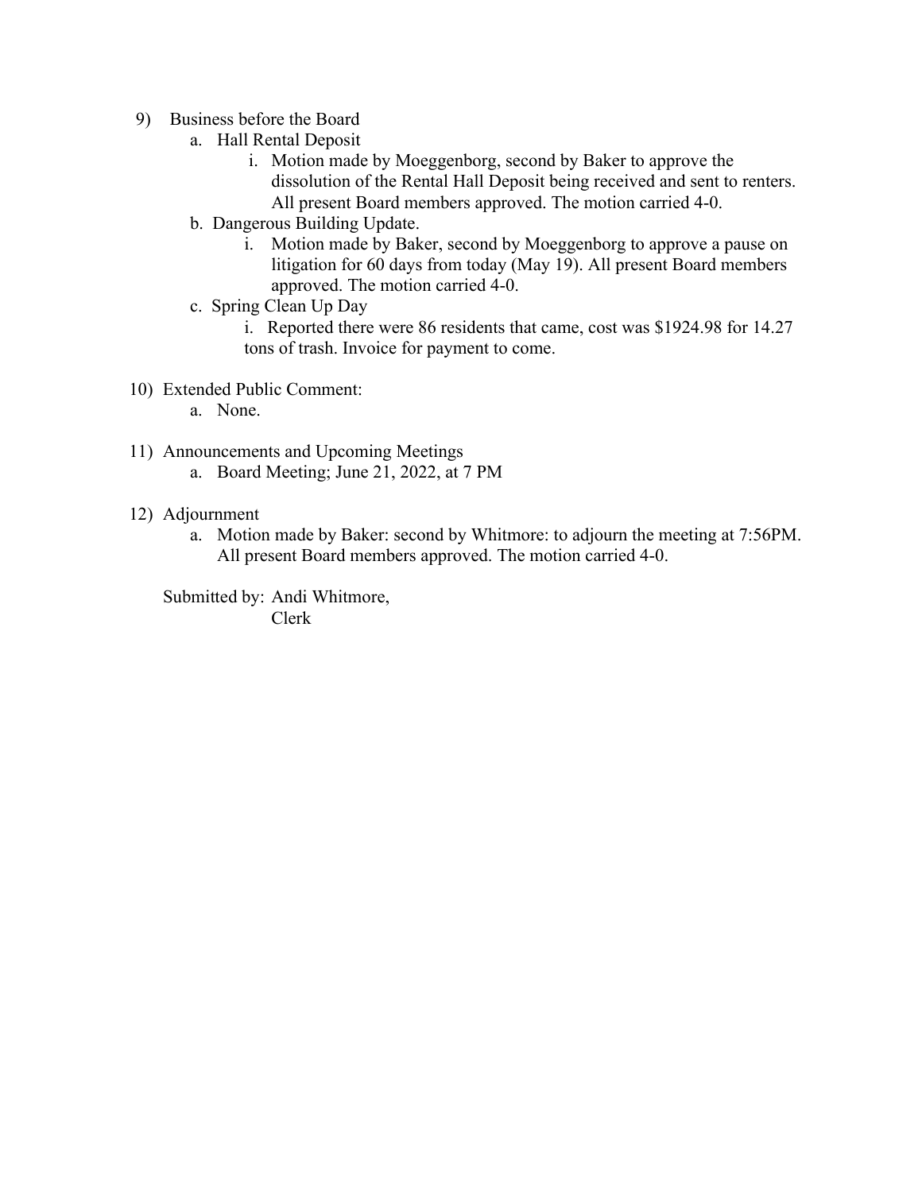9) Business before the Board
   a. Hall Rental Deposit
      i. Motion made by Moeggenborg, second by Baker to approve the dissolution of the Rental Hall Deposit being received and sent to renters. All present Board members approved. The motion carried 4-0.
   b. Dangerous Building Update.
      i. Motion made by Baker, second by Moeggenborg to approve a pause on litigation for 60 days from today (May 19). All present Board members approved. The motion carried 4-0.
   c. Spring Clean Up Day
      i. Reported there were 86 residents that came, cost was $1924.98 for 14.27 tons of trash. Invoice for payment to come.

10) Extended Public Comment:
   a. None.

11) Announcements and Upcoming Meetings
   a. Board Meeting; June 21, 2022, at 7 PM

12) Adjournment
   a. Motion made by Baker: second by Whitmore: to adjourn the meeting at 7:56PM. All present Board members approved. The motion carried 4-0.

Submitted by: Andi Whitmore,
Clerk